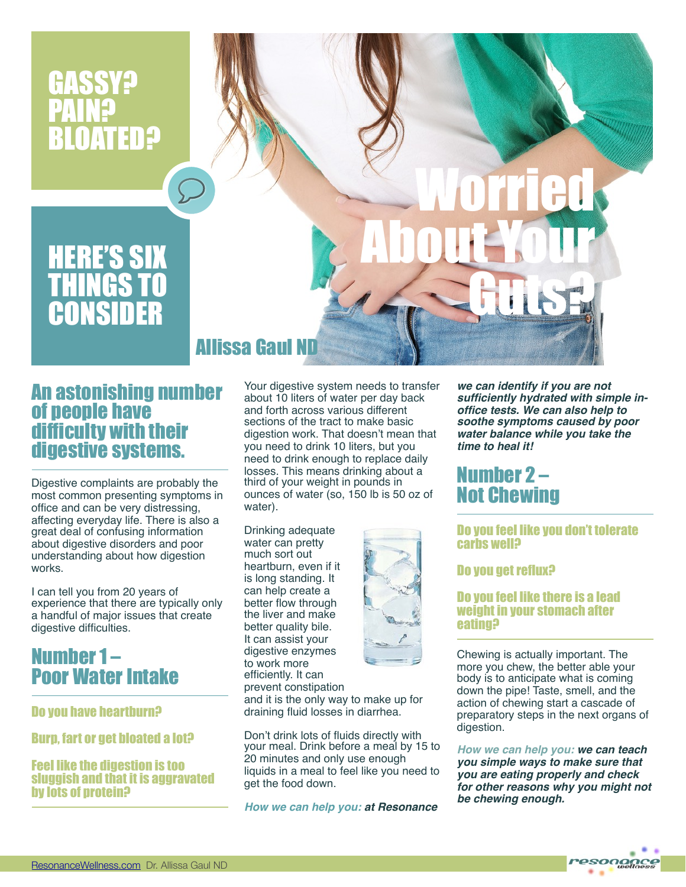# GASSY? PAIN? BLOATED?

# Worried About Your Guts?

## HERE'S SIX THINGS TO CONSIDER

**Allissa Gaul ND**

## An astonishing number of people have difficulty with their digestive systems.

Digestive complaints are probably the most common presenting symptoms in office and can be very distressing, affecting everyday life. There is also a great deal of confusing information about digestive disorders and poor understanding about how digestion works.

I can tell you from 20 years of experience that there are typically only a handful of major issues that create digestive difficulties.

## Number 1 – Poor Water Intake

### Do you have heartburn?

### Burp, fart or get bloated a lot?

### Feel like the digestion is too sluggish and that it is aggravated by lots of protein?

Your digestive system needs to transfer about 10 liters of water per day back and forth across various different sections of the tract to make basic digestion work. That doesn't mean that you need to drink 10 liters, but you need to drink enough to replace daily losses. This means drinking about a third of your weight in pounds in ounces of water (so, 150 lb is 50 oz of water).

Drinking adequate water can pretty much sort out heartburn, even if it is long standing. It can help create a better flow through the liver and make better quality bile. It can assist your digestive enzymes to work more efficiently. It can prevent constipation and it is the only way to make up for draining fluid losses in diarrhea.

Don't drink lots of fluids directly with your meal. Drink before a meal by 15 to 20 minutes and only use enough liquids in a meal to feel like you need to get the food down.

*How we can help you:* ***at Resonance we can identify if you are not sufficiently hydrated with simple in-office tests. We can also help to soothe symptoms caused by poor water balance while you take the time to heal it!***

## Number 2 – Not Chewing

### Do you feel like you don't tolerate carbs well?

### Do you get reflux?

### Do you feel like there is a lead weight in your stomach after eating?

Chewing is actually important. The more you chew, the better able your body is to anticipate what is coming down the pipe! Taste, smell, and the action of chewing start a cascade of preparatory steps in the next organs of digestion.

*How we can help you:* ***we can teach you simple ways to make sure that you are eating properly and check for other reasons why you might not be chewing enough.***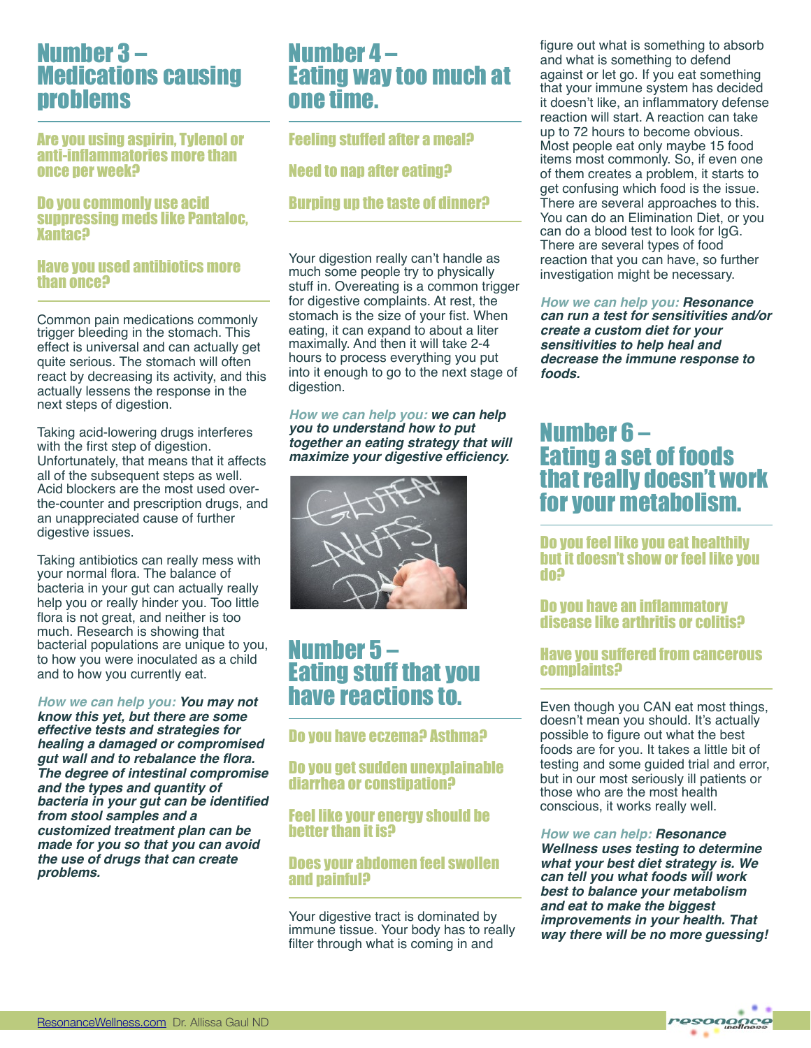## Number 3 – Medications causing problems

**Are you using aspirin, Tylenol or anti-inflammatories more than once per week?**

**Do you commonly use acid suppressing meds like Pantaloc, Xantac?**

**Have you used antibiotics more than once?**

Common pain medications commonly trigger bleeding in the stomach. This effect is universal and can actually get quite serious. The stomach will often react by decreasing its activity, and this actually lessens the response in the next steps of digestion.

Taking acid-lowering drugs interferes with the first step of digestion. Unfortunately, that means that it affects all of the subsequent steps as well. Acid blockers are the most used over-the-counter and prescription drugs, and an unappreciated cause of further digestive issues.

Taking antibiotics can really mess with your normal flora. The balance of bacteria in your gut can actually really help you or really hinder you. Too little flora is not great, and neither is too much. Research is showing that bacterial populations are unique to you, to how you were inoculated as a child and to how you currently eat.

*How we can help you:* ***You may not know this yet, but there are some effective tests and strategies for healing a damaged or compromised gut wall and to rebalance the flora. The degree of intestinal compromise and the types and quantity of bacteria in your gut can be identified from stool samples and a customized treatment plan can be made for you so that you can avoid the use of drugs that can create problems.***

## Number 4 – Eating way too much at one time.

**Feeling stuffed after a meal?**

**Need to nap after eating?**

**Burping up the taste of dinner?**

Your digestion really can't handle as much some people try to physically stuff in. Overeating is a common trigger for digestive complaints. At rest, the stomach is the size of your fist. When eating, it can expand to about a liter maximally. And then it will take 2-4 hours to process everything you put into it enough to go to the next stage of digestion.

*How we can help you:* ***we can help you to understand how to put together an eating strategy that will maximize your digestive efficiency.***

## Number 5 – Eating stuff that you have reactions to.

**Do you have eczema? Asthma?**

**Do you get sudden unexplainable diarrhea or constipation?**

**Feel like your energy should be better than it is?**

**Does your abdomen feel swollen and painful?**

Your digestive tract is dominated by immune tissue. Your body has to really filter through what is coming in and figure out what is something to absorb and what is something to defend against or let go. If you eat something that your immune system has decided it doesn't like, an inflammatory defense reaction will start. A reaction can take up to 72 hours to become obvious. Most people eat only maybe 15 food items most commonly. So, if even one of them creates a problem, it starts to get confusing which food is the issue. There are several approaches to this. You can do an Elimination Diet, or you can do a blood test to look for IgG. There are several types of food reaction that you can have, so further investigation might be necessary.

*How we can help you:* ***Resonance can run a test for sensitivities and/or create a custom diet for your sensitivities to help heal and decrease the immune response to foods.***

## Number 6 – Eating a set of foods that really doesn't work for your metabolism.

**Do you feel like you eat healthily but it doesn't show or feel like you do?**

**Do you have an inflammatory disease like arthritis or colitis?**

**Have you suffered from cancerous complaints?**

Even though you CAN eat most things, doesn't mean you should. It's actually possible to figure out what the best foods are for you. It takes a little bit of testing and some guided trial and error, but in our most seriously ill patients or those who are the most health conscious, it works really well.

*How we can help:* ***Resonance Wellness uses testing to determine what your best diet strategy is. We can tell you what foods will work best to balance your metabolism and eat to make the biggest improvements in your health. That way there will be no more guessing!***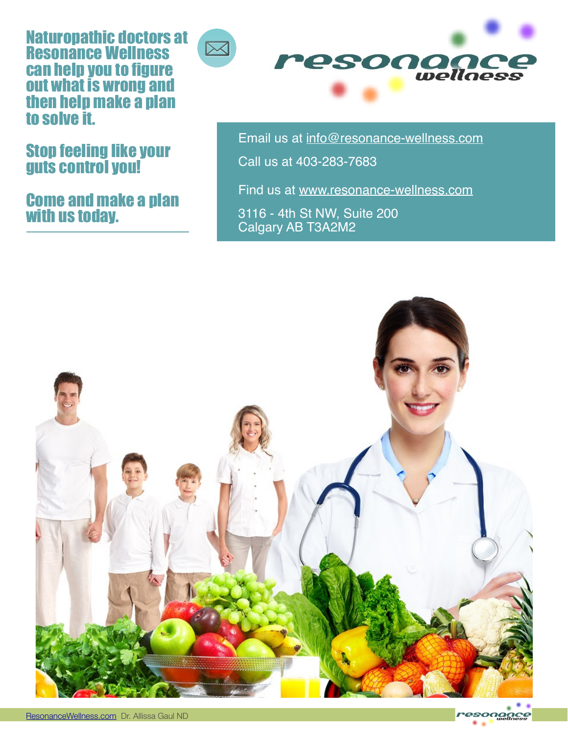## Naturopathic doctors at Resonance Wellness can help you to figure out what is wrong and then help make a plan to solve it.

## Stop feeling like your guts control you!

## Come and make a plan with us today.

resonance wellness

Email us at info@resonance-wellness.com

Call us at 403-283-7683

Find us at www.resonance-wellness.com

3116 - 4th St NW, Suite 200
Calgary AB T3A2M2

ResonanceWellness.com Dr. Allissa Gaul ND